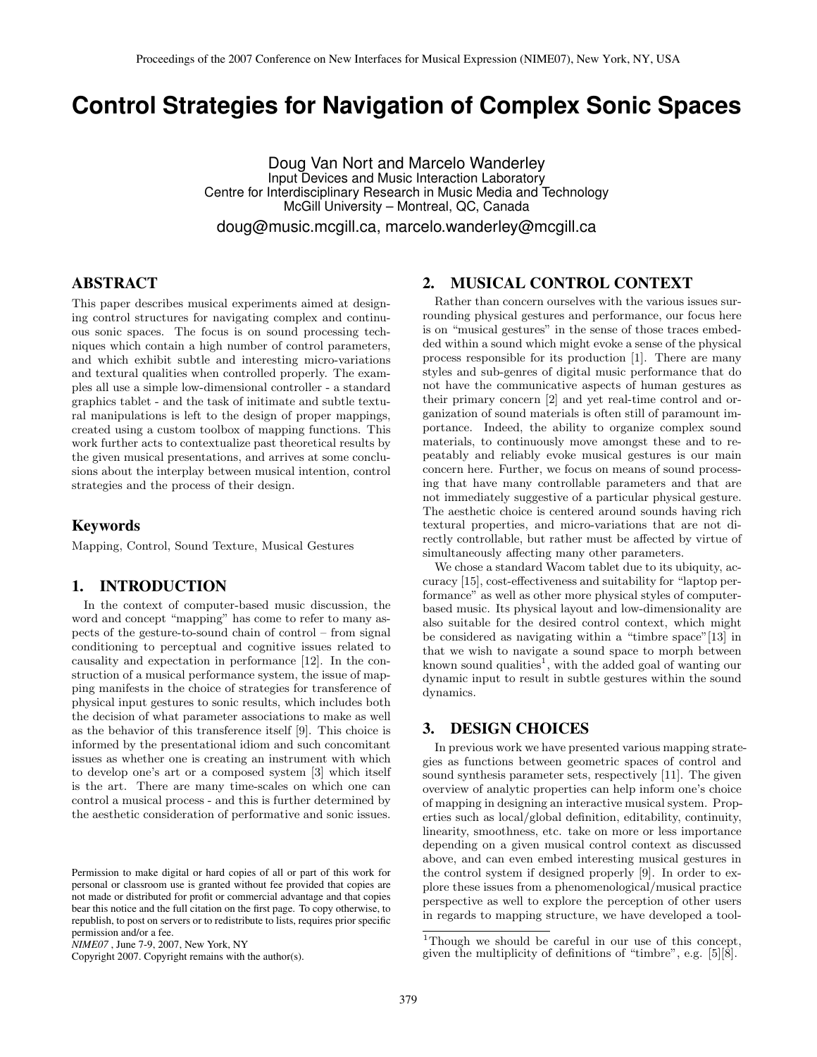# Control Strategies for Navigation of Complex Sonic Spaces

Doug Van Nort and Marcelo Wanderley
Input Devices and Music Interaction Laboratory
Centre for Interdisciplinary Research in Music Media and Technology
McGill University – Montreal, QC, Canada
doug@music.mcgill.ca, marcelo.wanderley@mcgill.ca

## ABSTRACT

This paper describes musical experiments aimed at designing control structures for navigating complex and continuous sonic spaces. The focus is on sound processing techniques which contain a high number of control parameters, and which exhibit subtle and interesting micro-variations and textural qualities when controlled properly. The examples all use a simple low-dimensional controller - a standard graphics tablet - and the task of initimate and subtle textural manipulations is left to the design of proper mappings, created using a custom toolbox of mapping functions. This work further acts to contextualize past theoretical results by the given musical presentations, and arrives at some conclusions about the interplay between musical intention, control strategies and the process of their design.

### Keywords

Mapping, Control, Sound Texture, Musical Gestures

## 1. INTRODUCTION

In the context of computer-based music discussion, the word and concept "mapping" has come to refer to many aspects of the gesture-to-sound chain of control – from signal conditioning to perceptual and cognitive issues related to causality and expectation in performance [12]. In the construction of a musical performance system, the issue of mapping manifests in the choice of strategies for transference of physical input gestures to sonic results, which includes both the decision of what parameter associations to make as well as the behavior of this transference itself [9]. This choice is informed by the presentational idiom and such concomitant issues as whether one is creating an instrument with which to develop one's art or a composed system [3] which itself is the art. There are many time-scales on which one can control a musical process - and this is further determined by the aesthetic consideration of performative and sonic issues.

Permission to make digital or hard copies of all or part of this work for personal or classroom use is granted without fee provided that copies are not made or distributed for profit or commercial advantage and that copies bear this notice and the full citation on the first page. To copy otherwise, to republish, to post on servers or to redistribute to lists, requires prior specific permission and/or a fee.
*NIME07*, June 7-9, 2007, New York, NY
Copyright 2007. Copyright remains with the author(s).

## 2. MUSICAL CONTROL CONTEXT

Rather than concern ourselves with the various issues surrounding physical gestures and performance, our focus here is on "musical gestures" in the sense of those traces embedded within a sound which might evoke a sense of the physical process responsible for its production [1]. There are many styles and sub-genres of digital music performance that do not have the communicative aspects of human gestures as their primary concern [2] and yet real-time control and organization of sound materials is often still of paramount importance. Indeed, the ability to organize complex sound materials, to continuously move amongst these and to repeatably and reliably evoke musical gestures is our main concern here. Further, we focus on means of sound processing that have many controllable parameters and that are not immediately suggestive of a particular physical gesture. The aesthetic choice is centered around sounds having rich textural properties, and micro-variations that are not directly controllable, but rather must be affected by virtue of simultaneously affecting many other parameters.

We chose a standard Wacom tablet due to its ubiquity, accuracy [15], cost-effectiveness and suitability for "laptop performance" as well as other more physical styles of computer-based music. Its physical layout and low-dimensionality are also suitable for the desired control context, which might be considered as navigating within a "timbre space"[13] in that we wish to navigate a sound space to morph between known sound qualities[1], with the added goal of wanting our dynamic input to result in subtle gestures within the sound dynamics.

## 3. DESIGN CHOICES

In previous work we have presented various mapping strategies as functions between geometric spaces of control and sound synthesis parameter sets, respectively [11]. The given overview of analytic properties can help inform one's choice of mapping in designing an interactive musical system. Properties such as local/global definition, editability, continuity, linearity, smoothness, etc. take on more or less importance depending on a given musical control context as discussed above, and can even embed interesting musical gestures in the control system if designed properly [9]. In order to explore these issues from a phenomenological/musical practice perspective as well to explore the perception of other users in regards to mapping structure, we have developed a tool-

[1]Though we should be careful in our use of this concept, given the multiplicity of definitions of "timbre", e.g. [5][8].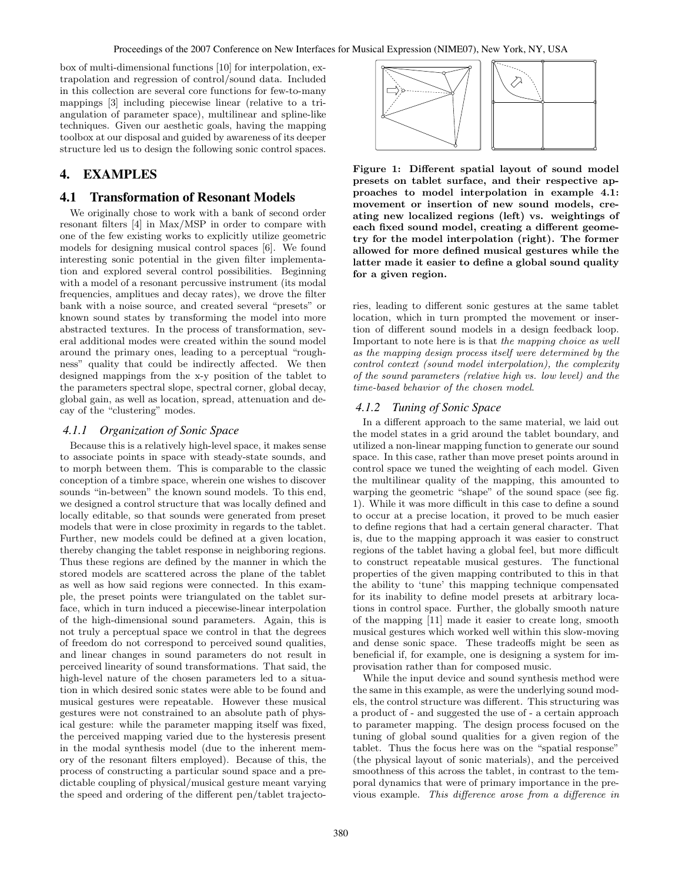box of multi-dimensional functions [10] for interpolation, extrapolation and regression of control/sound data. Included in this collection are several core functions for few-to-many mappings [3] including piecewise linear (relative to a triangulation of parameter space), multilinear and spline-like techniques. Given our aesthetic goals, having the mapping toolbox at our disposal and guided by awareness of its deeper structure led us to design the following sonic control spaces.

# 4. EXAMPLES

## 4.1 Transformation of Resonant Models

We originally chose to work with a bank of second order resonant filters [4] in Max/MSP in order to compare with one of the few existing works to explicitly utilize geometric models for designing musical control spaces [6]. We found interesting sonic potential in the given filter implementation and explored several control possibilities. Beginning with a model of a resonant percussive instrument (its modal frequencies, amplitues and decay rates), we drove the filter bank with a noise source, and created several "presets" or known sound states by transforming the model into more abstracted textures. In the process of transformation, several additional modes were created within the sound model around the primary ones, leading to a perceptual "roughness" quality that could be indirectly affected. We then designed mappings from the x-y position of the tablet to the parameters spectral slope, spectral corner, global decay, global gain, as well as location, spread, attenuation and decay of the "clustering" modes.

### 4.1.1 Organization of Sonic Space

Because this is a relatively high-level space, it makes sense to associate points in space with steady-state sounds, and to morph between them. This is comparable to the classic conception of a timbre space, wherein one wishes to discover sounds "in-between" the known sound models. To this end, we designed a control structure that was locally defined and locally editable, so that sounds were generated from preset models that were in close proximity in regards to the tablet. Further, new models could be defined at a given location, thereby changing the tablet response in neighboring regions. Thus these regions are defined by the manner in which the stored models are scattered across the plane of the tablet as well as how said regions were connected. In this example, the preset points were triangulated on the tablet surface, which in turn induced a piecewise-linear interpolation of the high-dimensional sound parameters. Again, this is not truly a perceptual space we control in that the degrees of freedom do not correspond to perceived sound qualities, and linear changes in sound parameters do not result in perceived linearity of sound transformations. That said, the high-level nature of the chosen parameters led to a situation in which desired sonic states were able to be found and musical gestures were repeatable. However these musical gestures were not constrained to an absolute path of physical gesture: while the parameter mapping itself was fixed, the perceived mapping varied due to the hysteresis present in the modal synthesis model (due to the inherent memory of the resonant filters employed). Because of this, the process of constructing a particular sound space and a predictable coupling of physical/musical gesture meant varying the speed and ordering of the different pen/tablet trajectories, leading to different sonic gestures at the same tablet location, which in turn prompted the movement or insertion of different sound models in a design feedback loop. Important to note here is is that *the mapping choice as well as the mapping design process itself were determined by the control context (sound model interpolation), the complexity of the sound parameters (relative high vs. low level) and the time-based behavior of the chosen model*.

**Figure 1: Different spatial layout of sound model presets on tablet surface, and their respective approaches to model interpolation in example 4.1: movement or insertion of new sound models, creating new localized regions (left) vs. weightings of each fixed sound model, creating a different geometry for the model interpolation (right). The former allowed for more defined musical gestures while the latter made it easier to define a global sound quality for a given region.**

### 4.1.2 Tuning of Sonic Space

In a different approach to the same material, we laid out the model states in a grid around the tablet boundary, and utilized a non-linear mapping function to generate our sound space. In this case, rather than move preset points around in control space we tuned the weighting of each model. Given the multilinear quality of the mapping, this amounted to warping the geometric "shape" of the sound space (see fig. 1). While it was more difficult in this case to define a sound to occur at a precise location, it proved to be much easier to define regions that had a certain general character. That is, due to the mapping approach it was easier to construct regions of the tablet having a global feel, but more difficult to construct repeatable musical gestures. The functional properties of the given mapping contributed to this in that the ability to 'tune' this mapping technique compensated for its inability to define model presets at arbitrary locations in control space. Further, the globally smooth nature of the mapping [11] made it easier to create long, smooth musical gestures which worked well within this slow-moving and dense sonic space. These tradeoffs might be seen as beneficial if, for example, one is designing a system for improvisation rather than for composed music.

While the input device and sound synthesis method were the same in this example, as were the underlying sound models, the control structure was different. This structuring was a product of - and suggested the use of - a certain approach to parameter mapping. The design process focused on the tuning of global sound qualities for a given region of the tablet. Thus the focus here was on the "spatial response" (the physical layout of sonic materials), and the perceived smoothness of this across the tablet, in contrast to the temporal dynamics that were of primary importance in the previous example. *This difference arose from a difference in*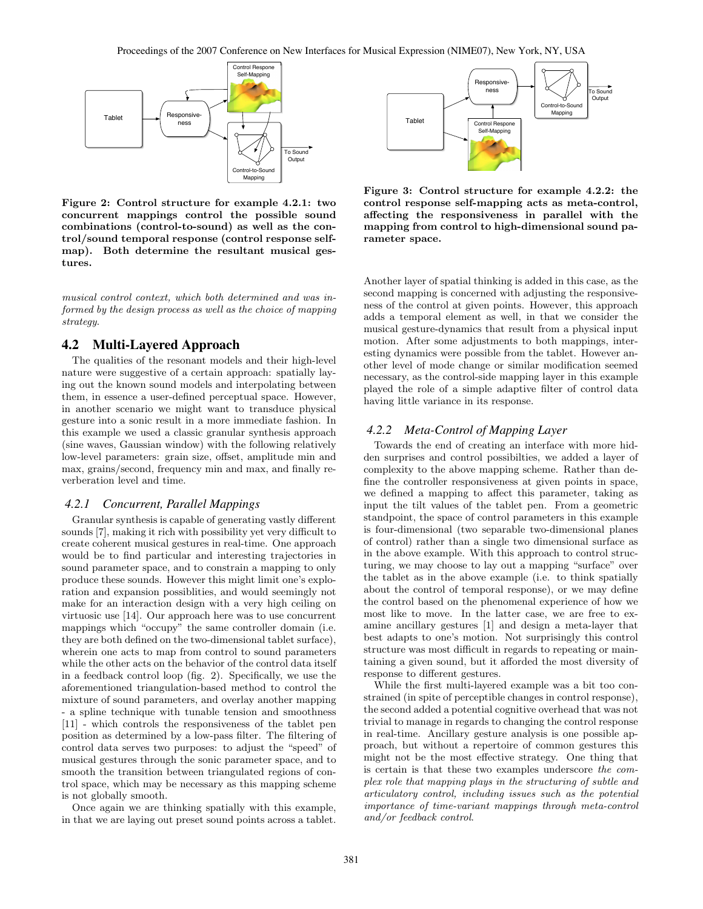**Figure 2: Control structure for example 4.2.1: two concurrent mappings control the possible sound combinations (control-to-sound) as well as the control/sound temporal response (control response self-map). Both determine the resultant musical gestures.**

*musical control context, which both determined and was informed by the design process as well as the choice of mapping strategy.*

## 4.2 Multi-Layered Approach

The qualities of the resonant models and their high-level nature were suggestive of a certain approach: spatially laying out the known sound models and interpolating between them, in essence a user-defined perceptual space. However, in another scenario we might want to transduce physical gesture into a sonic result in a more immediate fashion. In this example we used a classic granular synthesis approach (sine waves, Gaussian window) with the following relatively low-level parameters: grain size, offset, amplitude min and max, grains/second, frequency min and max, and finally reverberation level and time.

### 4.2.1 Concurrent, Parallel Mappings

Granular synthesis is capable of generating vastly different sounds [7], making it rich with possibility yet very difficult to create coherent musical gestures in real-time. One approach would be to find particular and interesting trajectories in sound parameter space, and to constrain a mapping to only produce these sounds. However this might limit one's exploration and expansion possiblities, and would seemingly not make for an interaction design with a very high ceiling on virtuosic use [14]. Our approach here was to use concurrent mappings which "occupy" the same controller domain (i.e. they are both defined on the two-dimensional tablet surface), wherein one acts to map from control to sound parameters while the other acts on the behavior of the control data itself in a feedback control loop (fig. 2). Specifically, we use the aforementioned triangulation-based method to control the mixture of sound parameters, and overlay another mapping - a spline technique with tunable tension and smoothness [11] - which controls the responsiveness of the tablet pen position as determined by a low-pass filter. The filtering of control data serves two purposes: to adjust the "speed" of musical gestures through the sonic parameter space, and to smooth the transition between triangulated regions of control space, which may be necessary as this mapping scheme is not globally smooth.

Once again we are thinking spatially with this example, in that we are laying out preset sound points across a tablet.

**Figure 3: Control structure for example 4.2.2: the control response self-mapping acts as meta-control, affecting the responsiveness in parallel with the mapping from control to high-dimensional sound parameter space.**

Another layer of spatial thinking is added in this case, as the second mapping is concerned with adjusting the responsiveness of the control at given points. However, this approach adds a temporal element as well, in that we consider the musical gesture-dynamics that result from a physical input motion. After some adjustments to both mappings, interesting dynamics were possible from the tablet. However another level of mode change or similar modification seemed necessary, as the control-side mapping layer in this example played the role of a simple adaptive filter of control data having little variance in its response.

### 4.2.2 Meta-Control of Mapping Layer

Towards the end of creating an interface with more hidden surprises and control possibilties, we added a layer of complexity to the above mapping scheme. Rather than define the controller responsiveness at given points in space, we defined a mapping to affect this parameter, taking as input the tilt values of the tablet pen. From a geometric standpoint, the space of control parameters in this example is four-dimensional (two separable two-dimensional planes of control) rather than a single two dimensional surface as in the above example. With this approach to control structuring, we may choose to lay out a mapping "surface" over the tablet as in the above example (i.e. to think spatially about the control of temporal response), or we may define the control based on the phenomenal experience of how we most like to move. In the latter case, we are free to examine ancillary gestures [1] and design a meta-layer that best adapts to one's motion. Not surprisingly this control structure was most difficult in regards to repeating or maintaining a given sound, but it afforded the most diversity of response to different gestures.

While the first multi-layered example was a bit too constrained (in spite of perceptible changes in control response), the second added a potential cognitive overhead that was not trivial to manage in regards to changing the control response in real-time. Ancillary gesture analysis is one possible approach, but without a repertoire of common gestures this might not be the most effective strategy. One thing that is certain is that these two examples underscore *the complex role that mapping plays in the structuring of subtle and articulatory control, including issues such as the potential importance of time-variant mappings through meta-control and/or feedback control.*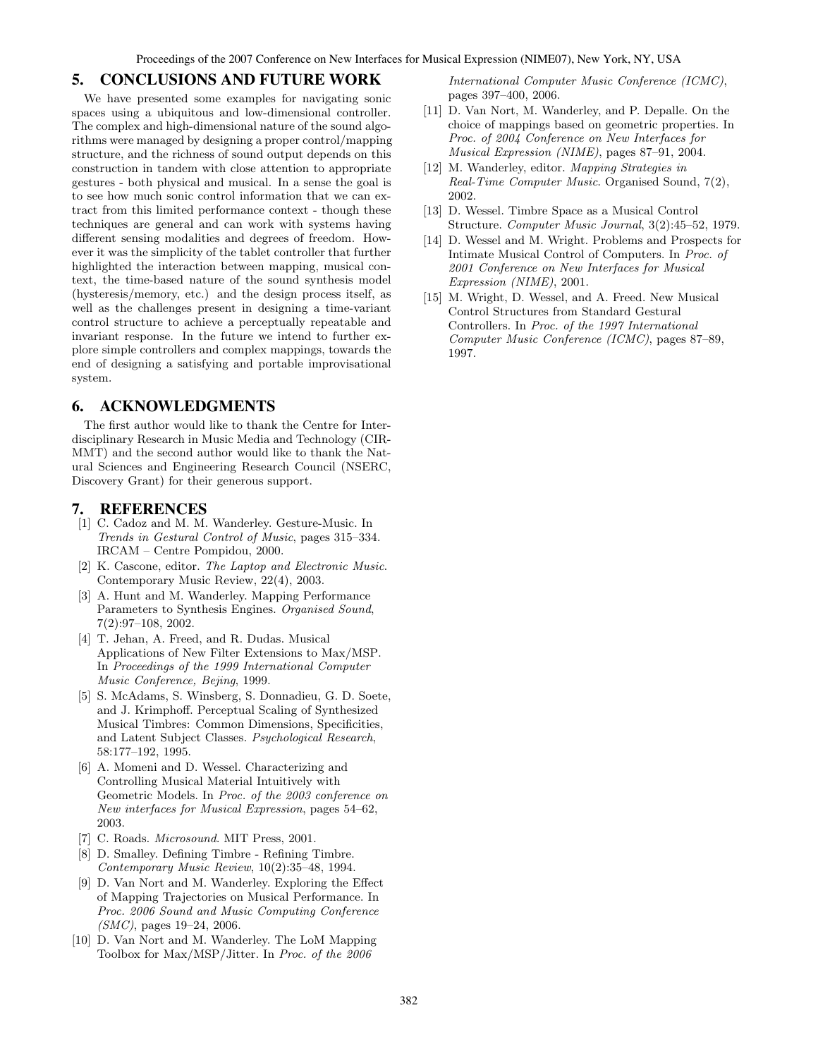## 5. CONCLUSIONS AND FUTURE WORK

We have presented some examples for navigating sonic spaces using a ubiquitous and low-dimensional controller. The complex and high-dimensional nature of the sound algorithms were managed by designing a proper control/mapping structure, and the richness of sound output depends on this construction in tandem with close attention to appropriate gestures - both physical and musical. In a sense the goal is to see how much sonic control information that we can extract from this limited performance context - though these techniques are general and can work with systems having different sensing modalities and degrees of freedom. However it was the simplicity of the tablet controller that further highlighted the interaction between mapping, musical context, the time-based nature of the sound synthesis model (hysteresis/memory, etc.) and the design process itself, as well as the challenges present in designing a time-variant control structure to achieve a perceptually repeatable and invariant response. In the future we intend to further explore simple controllers and complex mappings, towards the end of designing a satisfying and portable improvisational system.

## 6. ACKNOWLEDGMENTS

The first author would like to thank the Centre for Interdisciplinary Research in Music Media and Technology (CIRMMT) and the second author would like to thank the Natural Sciences and Engineering Research Council (NSERC, Discovery Grant) for their generous support.

## 7. REFERENCES

[1] C. Cadoz and M. M. Wanderley. Gesture-Music. In *Trends in Gestural Control of Music*, pages 315–334. IRCAM – Centre Pompidou, 2000.

[2] K. Cascone, editor. *The Laptop and Electronic Music*. Contemporary Music Review, 22(4), 2003.

[3] A. Hunt and M. Wanderley. Mapping Performance Parameters to Synthesis Engines. *Organised Sound*, 7(2):97–108, 2002.

[4] T. Jehan, A. Freed, and R. Dudas. Musical Applications of New Filter Extensions to Max/MSP. In *Proceedings of the 1999 International Computer Music Conference, Bejing*, 1999.

[5] S. McAdams, S. Winsberg, S. Donnadieu, G. D. Soete, and J. Krimphoff. Perceptual Scaling of Synthesized Musical Timbres: Common Dimensions, Specificities, and Latent Subject Classes. *Psychological Research*, 58:177–192, 1995.

[6] A. Momeni and D. Wessel. Characterizing and Controlling Musical Material Intuitively with Geometric Models. In *Proc. of the 2003 conference on New interfaces for Musical Expression*, pages 54–62, 2003.

[7] C. Roads. *Microsound*. MIT Press, 2001.

[8] D. Smalley. Defining Timbre - Refining Timbre. *Contemporary Music Review*, 10(2):35–48, 1994.

[9] D. Van Nort and M. Wanderley. Exploring the Effect of Mapping Trajectories on Musical Performance. In *Proc. 2006 Sound and Music Computing Conference (SMC)*, pages 19–24, 2006.

[10] D. Van Nort and M. Wanderley. The LoM Mapping Toolbox for Max/MSP/Jitter. In *Proc. of the 2006 International Computer Music Conference (ICMC)*, pages 397–400, 2006.

[11] D. Van Nort, M. Wanderley, and P. Depalle. On the choice of mappings based on geometric properties. In *Proc. of 2004 Conference on New Interfaces for Musical Expression (NIME)*, pages 87–91, 2004.

[12] M. Wanderley, editor. *Mapping Strategies in Real-Time Computer Music*. Organised Sound, 7(2), 2002.

[13] D. Wessel. Timbre Space as a Musical Control Structure. *Computer Music Journal*, 3(2):45–52, 1979.

[14] D. Wessel and M. Wright. Problems and Prospects for Intimate Musical Control of Computers. In *Proc. of 2001 Conference on New Interfaces for Musical Expression (NIME)*, 2001.

[15] M. Wright, D. Wessel, and A. Freed. New Musical Control Structures from Standard Gestural Controllers. In *Proc. of the 1997 International Computer Music Conference (ICMC)*, pages 87–89, 1997.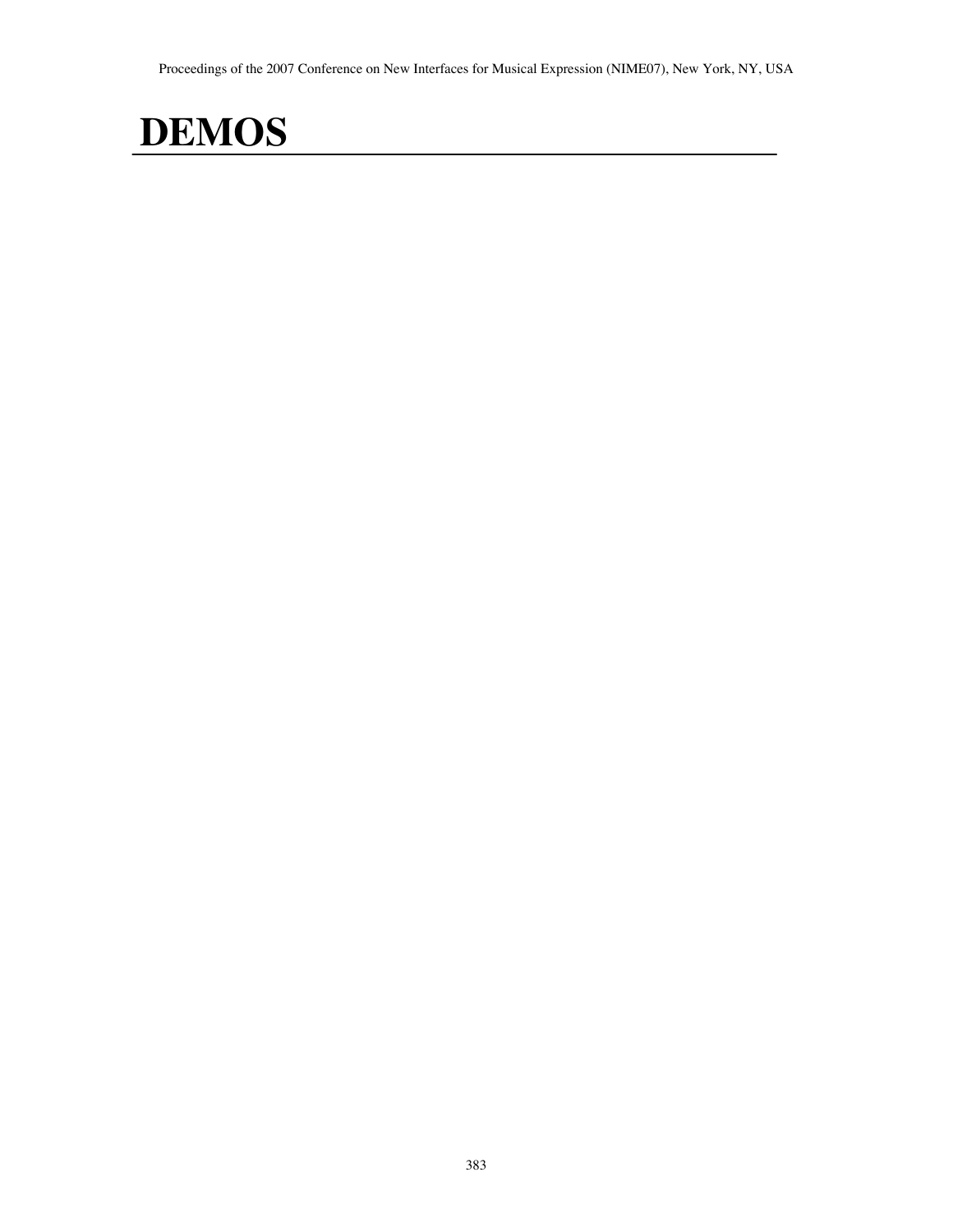# DEMOS